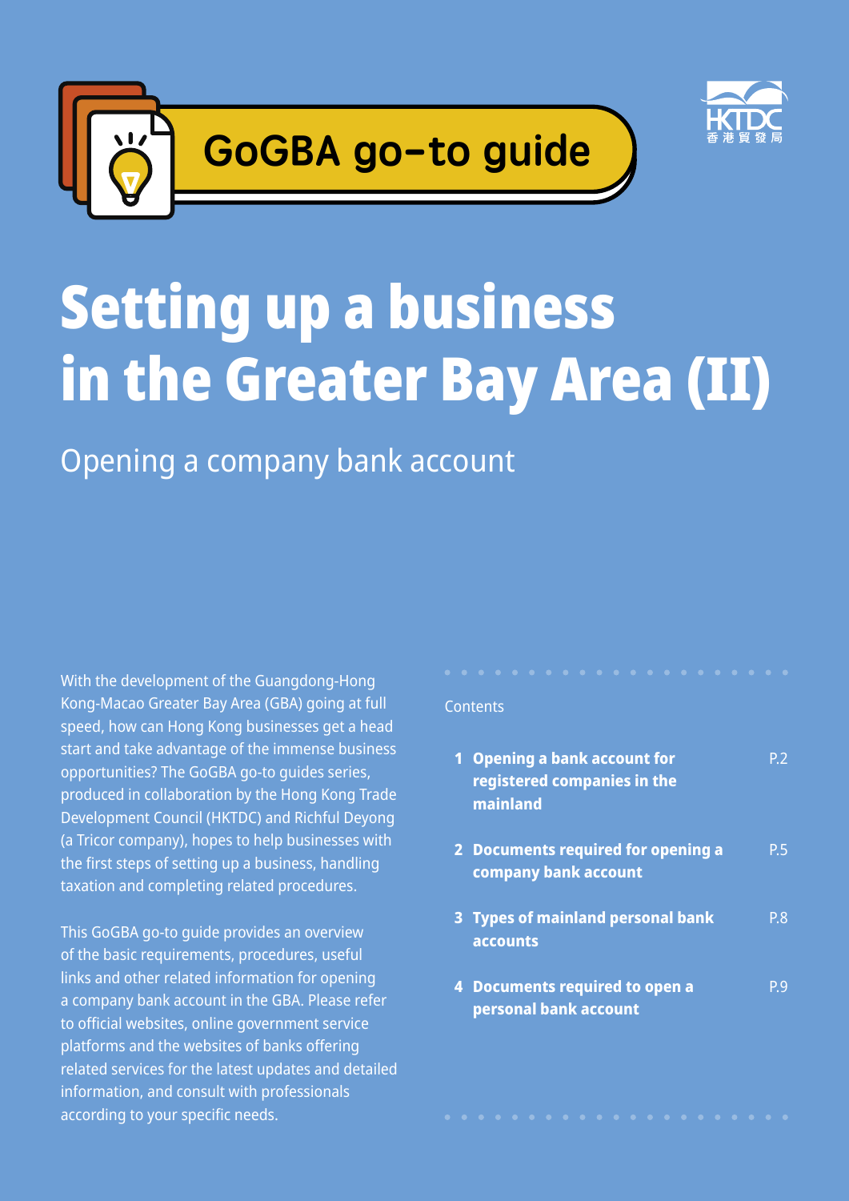GoGBA go-to guide

HKTDC 香港貿發局

# Setting up a business in the Greater Bay Area (II)

## Opening a company bank account

With the development of the Guangdong-Hong Kong-Macao Greater Bay Area (GBA) going at full speed, how can Hong Kong businesses get a head start and take advantage of the immense business opportunities? The GoGBA go-to guides series, produced in collaboration by the Hong Kong Trade Development Council (HKTDC) and Richful Deyong (a Tricor company), hopes to help businesses with the first steps of setting up a business, handling taxation and completing related procedures.

This GoGBA go-to guide provides an overview of the basic requirements, procedures, useful links and other related information for opening a company bank account in the GBA. Please refer to official websites, online government service platforms and the websites of banks offering related services for the latest updates and detailed information, and consult with professionals according to your specific needs.

Contents

1. **Opening a bank account for registered companies in the mainland** — P.2
2. **Documents required for opening a company bank account** — P.5
3. **Types of mainland personal bank accounts** — P.8
4. **Documents required to open a personal bank account** — P.9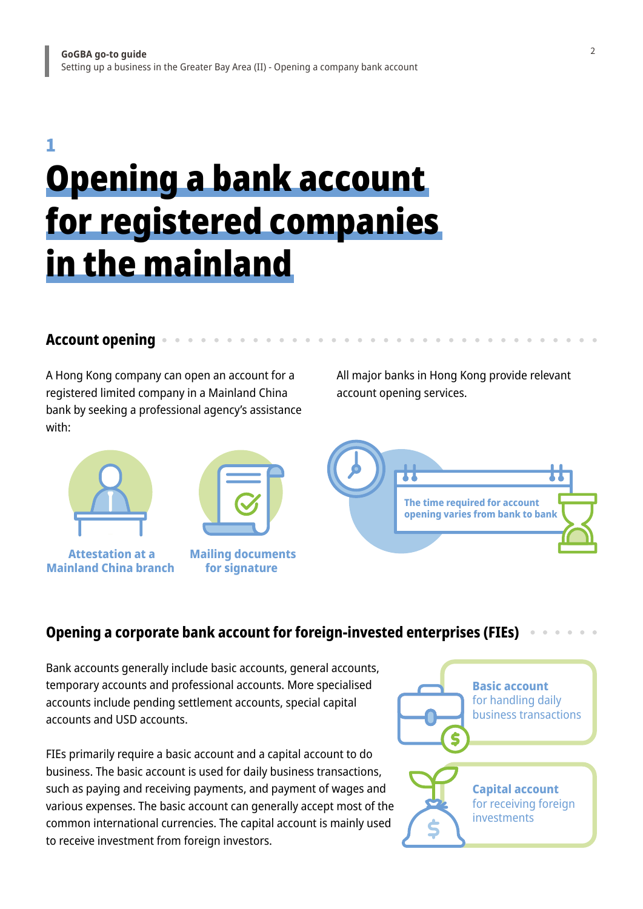# 1 Opening a bank account for registered companies in the mainland

## Account opening

A Hong Kong company can open an account for a registered limited company in a Mainland China bank by seeking a professional agency's assistance with:

All major banks in Hong Kong provide relevant account opening services.

- Attestation at a Mainland China branch
- Mailing documents for signature

The time required for account opening varies from bank to bank

## Opening a corporate bank account for foreign-invested enterprises (FIEs)

Bank accounts generally include basic accounts, general accounts, temporary accounts and professional accounts. More specialised accounts include pending settlement accounts, special capital accounts and USD accounts.

FIEs primarily require a basic account and a capital account to do business. The basic account is used for daily business transactions, such as paying and receiving payments, and payment of wages and various expenses. The basic account can generally accept most of the common international currencies. The capital account is mainly used to receive investment from foreign investors.

**Basic account** for handling daily business transactions

**Capital account** for receiving foreign investments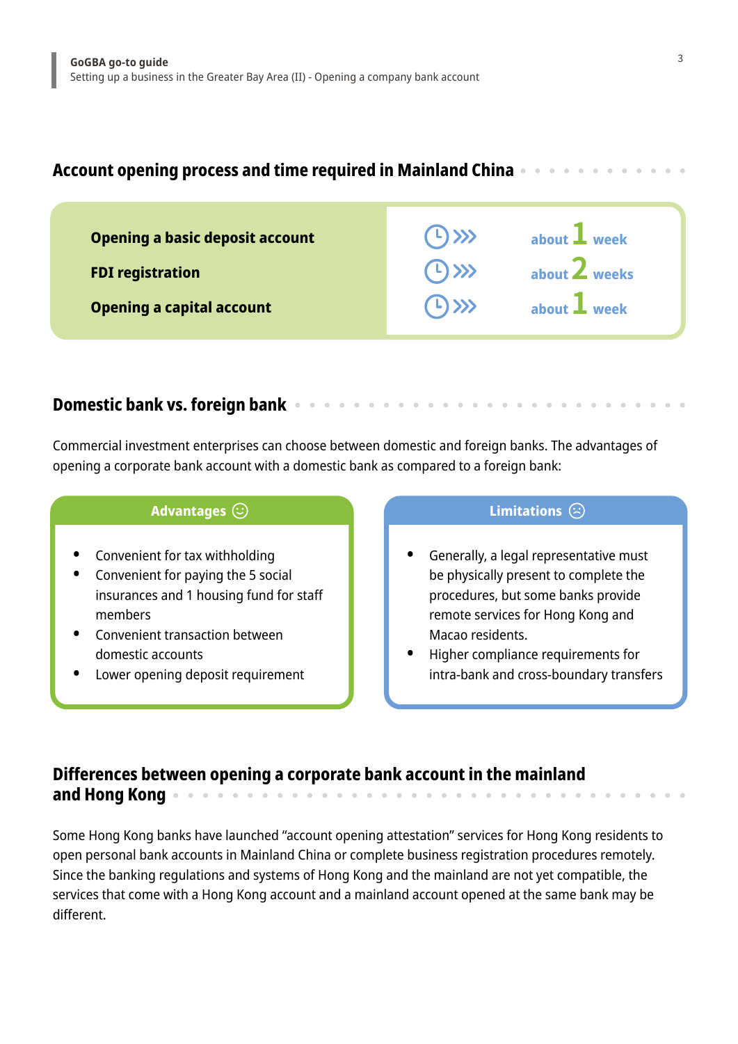## Account opening process and time required in Mainland China

| Process | Time required |
|---|---|
| **Opening a basic deposit account** | about 1 week |
| **FDI registration** | about 2 weeks |
| **Opening a capital account** | about 1 week |

## Domestic bank vs. foreign bank

Commercial investment enterprises can choose between domestic and foreign banks. The advantages of opening a corporate bank account with a domestic bank as compared to a foreign bank:

**Advantages ☺**

- Convenient for tax withholding
- Convenient for paying the 5 social insurances and 1 housing fund for staff members
- Convenient transaction between domestic accounts
- Lower opening deposit requirement

**Limitations ☹**

- Generally, a legal representative must be physically present to complete the procedures, but some banks provide remote services for Hong Kong and Macao residents.
- Higher compliance requirements for intra-bank and cross-boundary transfers

## Differences between opening a corporate bank account in the mainland and Hong Kong

Some Hong Kong banks have launched "account opening attestation" services for Hong Kong residents to open personal bank accounts in Mainland China or complete business registration procedures remotely. Since the banking regulations and systems of Hong Kong and the mainland are not yet compatible, the services that come with a Hong Kong account and a mainland account opened at the same bank may be different.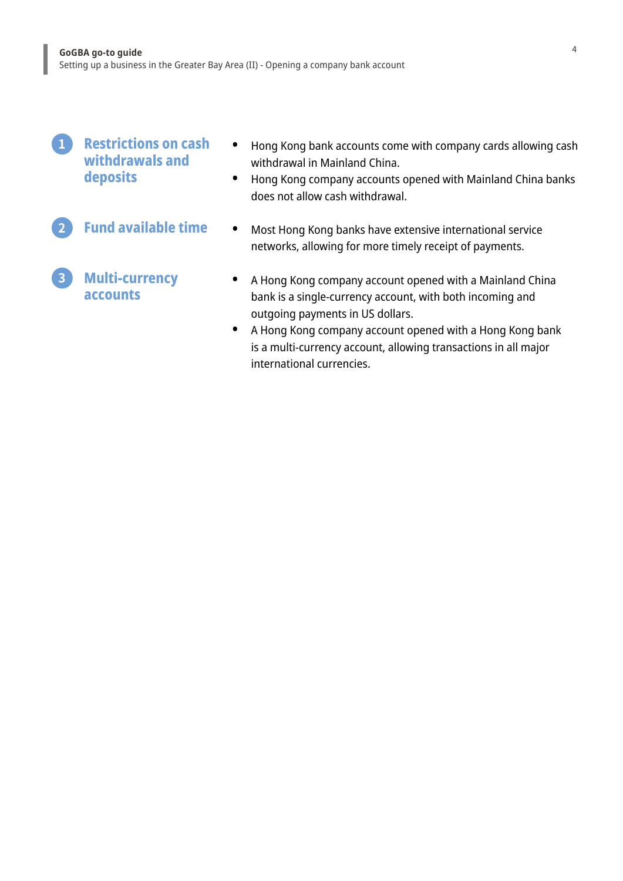### 1 Restrictions on cash withdrawals and deposits

- Hong Kong bank accounts come with company cards allowing cash withdrawal in Mainland China.
- Hong Kong company accounts opened with Mainland China banks does not allow cash withdrawal.

### 2 Fund available time

- Most Hong Kong banks have extensive international service networks, allowing for more timely receipt of payments.

### 3 Multi-currency accounts

- A Hong Kong company account opened with a Mainland China bank is a single-currency account, with both incoming and outgoing payments in US dollars.
- A Hong Kong company account opened with a Hong Kong bank is a multi-currency account, allowing transactions in all major international currencies.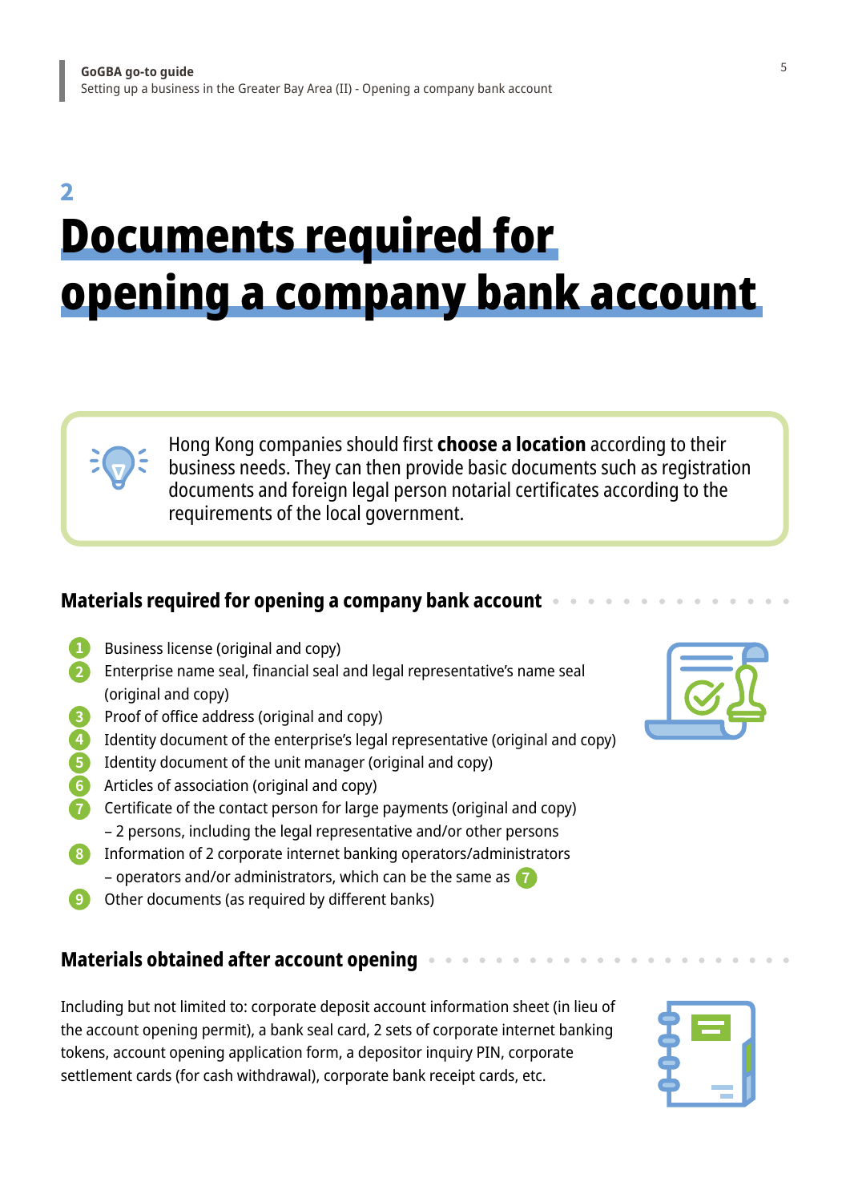## 2

# Documents required for opening a company bank account

Hong Kong companies should first **choose a location** according to their business needs. They can then provide basic documents such as registration documents and foreign legal person notarial certificates according to the requirements of the local government.

### Materials required for opening a company bank account

1. Business license (original and copy)
2. Enterprise name seal, financial seal and legal representative's name seal (original and copy)
3. Proof of office address (original and copy)
4. Identity document of the enterprise's legal representative (original and copy)
5. Identity document of the unit manager (original and copy)
6. Articles of association (original and copy)
7. Certificate of the contact person for large payments (original and copy) – 2 persons, including the legal representative and/or other persons
8. Information of 2 corporate internet banking operators/administrators – operators and/or administrators, which can be the same as 7
9. Other documents (as required by different banks)

### Materials obtained after account opening

Including but not limited to: corporate deposit account information sheet (in lieu of the account opening permit), a bank seal card, 2 sets of corporate internet banking tokens, account opening application form, a depositor inquiry PIN, corporate settlement cards (for cash withdrawal), corporate bank receipt cards, etc.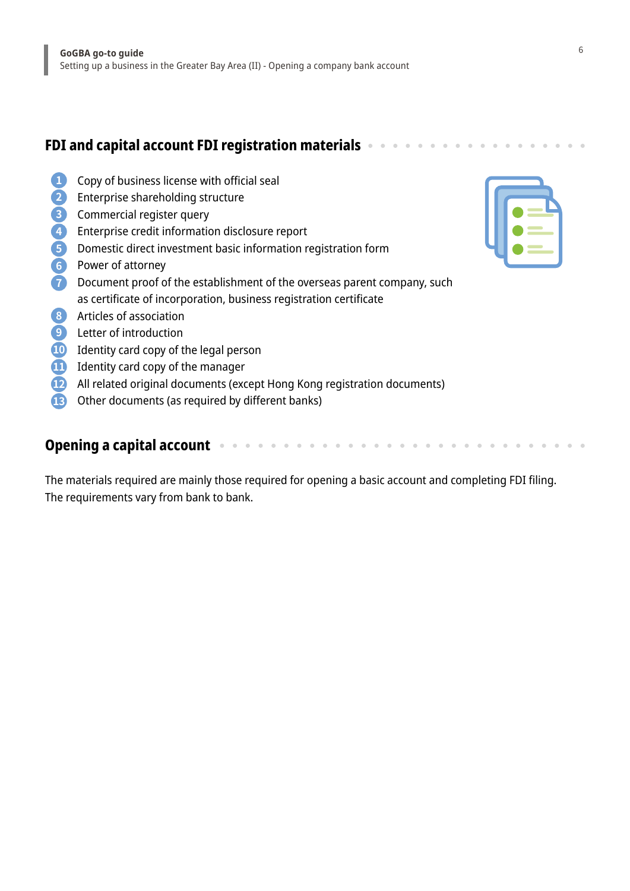## FDI and capital account FDI registration materials

1. Copy of business license with official seal
2. Enterprise shareholding structure
3. Commercial register query
4. Enterprise credit information disclosure report
5. Domestic direct investment basic information registration form
6. Power of attorney
7. Document proof of the establishment of the overseas parent company, such as certificate of incorporation, business registration certificate
8. Articles of association
9. Letter of introduction
10. Identity card copy of the legal person
11. Identity card copy of the manager
12. All related original documents (except Hong Kong registration documents)
13. Other documents (as required by different banks)

## Opening a capital account

The materials required are mainly those required for opening a basic account and completing FDI filing. The requirements vary from bank to bank.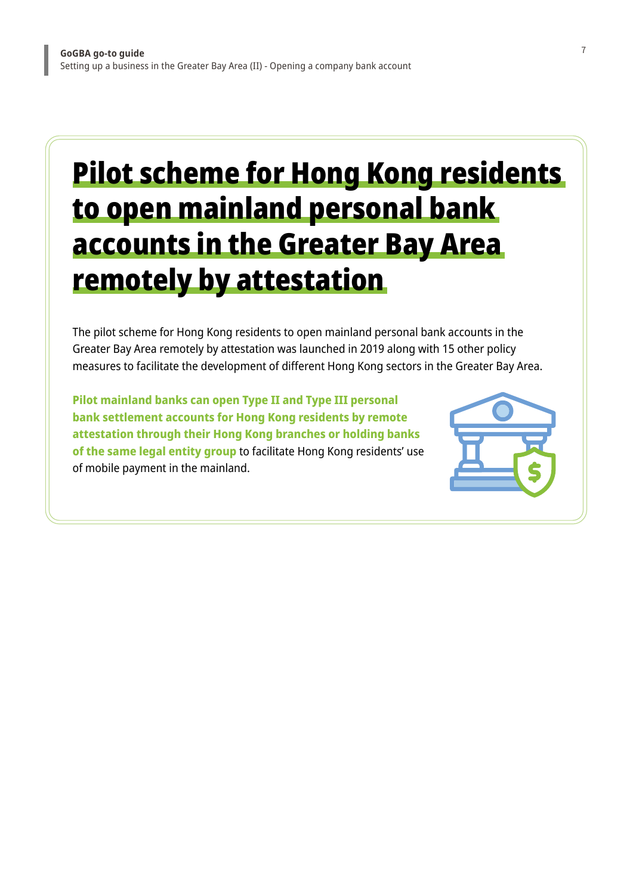# Pilot scheme for Hong Kong residents to open mainland personal bank accounts in the Greater Bay Area remotely by attestation

The pilot scheme for Hong Kong residents to open mainland personal bank accounts in the Greater Bay Area remotely by attestation was launched in 2019 along with 15 other policy measures to facilitate the development of different Hong Kong sectors in the Greater Bay Area.

**Pilot mainland banks can open Type II and Type III personal bank settlement accounts for Hong Kong residents by remote attestation through their Hong Kong branches or holding banks of the same legal entity group** to facilitate Hong Kong residents' use of mobile payment in the mainland.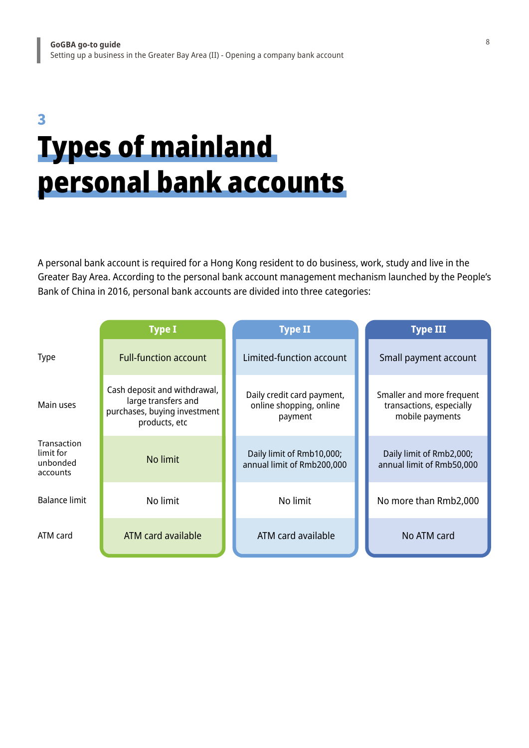## 3

# Types of mainland personal bank accounts

A personal bank account is required for a Hong Kong resident to do business, work, study and live in the Greater Bay Area. According to the personal bank account management mechanism launched by the People's Bank of China in 2016, personal bank accounts are divided into three categories:

| | Type I | Type II | Type III |
|---|---|---|---|
| Type | Full-function account | Limited-function account | Small payment account |
| Main uses | Cash deposit and withdrawal, large transfers and purchases, buying investment products, etc | Daily credit card payment, online shopping, online payment | Smaller and more frequent transactions, especially mobile payments |
| Transaction limit for unbonded accounts | No limit | Daily limit of Rmb10,000; annual limit of Rmb200,000 | Daily limit of Rmb2,000; annual limit of Rmb50,000 |
| Balance limit | No limit | No limit | No more than Rmb2,000 |
| ATM card | ATM card available | ATM card available | No ATM card |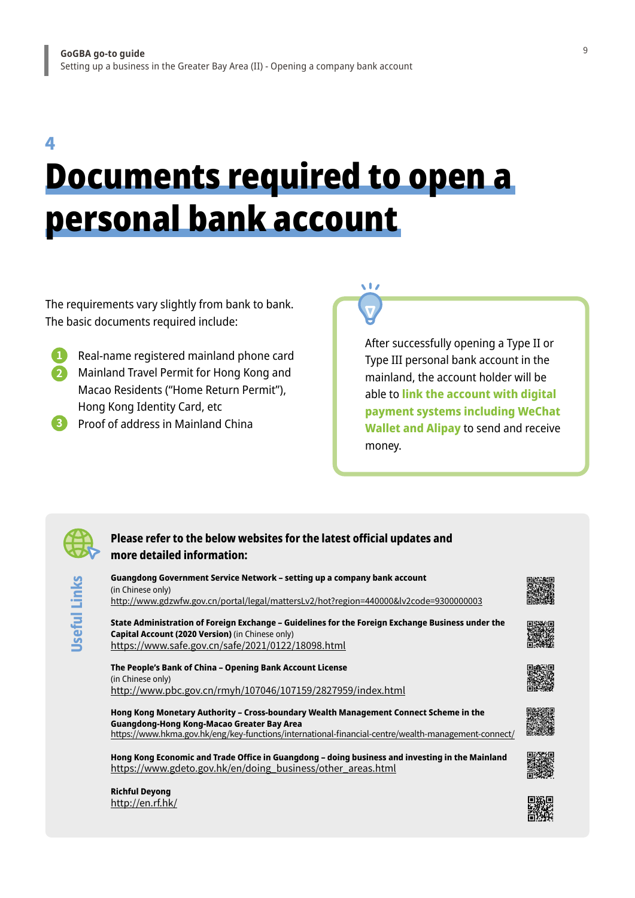## 4

# Documents required to open a personal bank account

The requirements vary slightly from bank to bank. The basic documents required include:

1. Real-name registered mainland phone card
2. Mainland Travel Permit for Hong Kong and Macao Residents ("Home Return Permit"), Hong Kong Identity Card, etc
3. Proof of address in Mainland China

After successfully opening a Type II or Type III personal bank account in the mainland, the account holder will be able to **link the account with digital payment systems including WeChat Wallet and Alipay** to send and receive money.

### Useful Links

**Please refer to the below websites for the latest official updates and more detailed information:**

**Guangdong Government Service Network – setting up a company bank account**
(in Chinese only)
http://www.gdzwfw.gov.cn/portal/legal/mattersLv2/hot?region=440000&lv2code=9300000003

**State Administration of Foreign Exchange – Guidelines for the Foreign Exchange Business under the Capital Account (2020 Version)** (in Chinese only)
https://www.safe.gov.cn/safe/2021/0122/18098.html

**The People's Bank of China – Opening Bank Account License**
(in Chinese only)
http://www.pbc.gov.cn/rmyh/107046/107159/2827959/index.html

**Hong Kong Monetary Authority – Cross-boundary Wealth Management Connect Scheme in the Guangdong-Hong Kong-Macao Greater Bay Area**
https://www.hkma.gov.hk/eng/key-functions/international-financial-centre/wealth-management-connect/

**Hong Kong Economic and Trade Office in Guangdong – doing business and investing in the Mainland**
https://www.gdeto.gov.hk/en/doing_business/other_areas.html

**Richful Deyong**
http://en.rf.hk/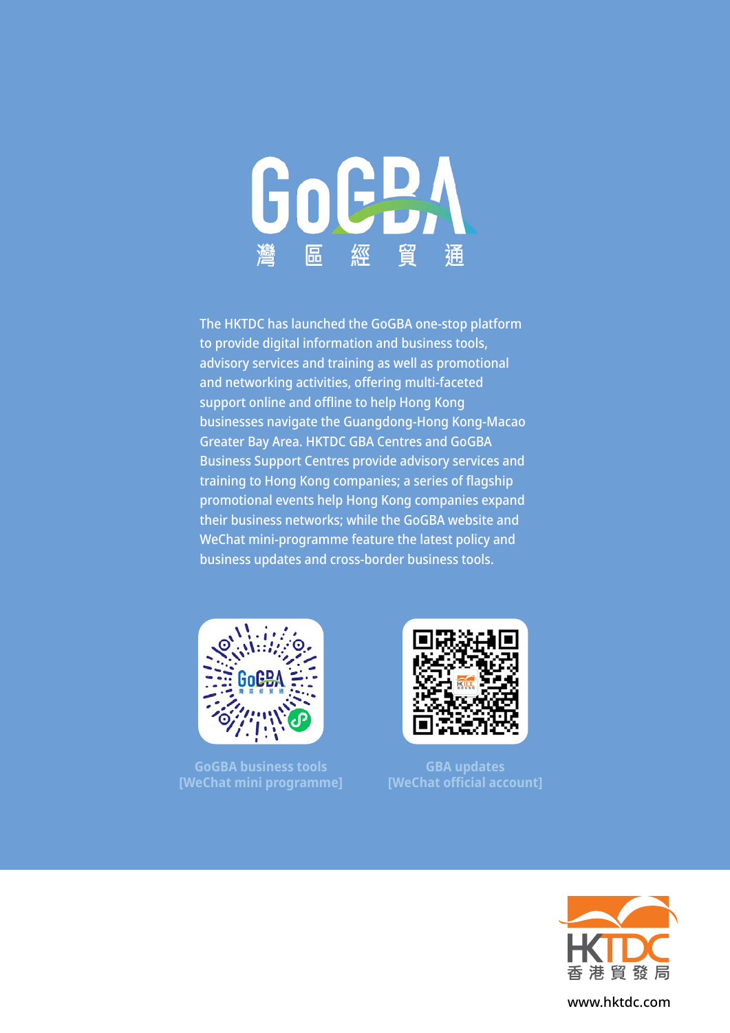# GoGBA

灣 區 經 貿 通

The HKTDC has launched the GoGBA one-stop platform to provide digital information and business tools, advisory services and training as well as promotional and networking activities, offering multi-faceted support online and offline to help Hong Kong businesses navigate the Guangdong-Hong Kong-Macao Greater Bay Area. HKTDC GBA Centres and GoGBA Business Support Centres provide advisory services and training to Hong Kong companies; a series of flagship promotional events help Hong Kong companies expand their business networks; while the GoGBA website and WeChat mini-programme feature the latest policy and business updates and cross-border business tools.

GoGBA business tools
[WeChat mini programme]

GBA updates
[WeChat official account]

HKTDC
香港貿發局

www.hktdc.com